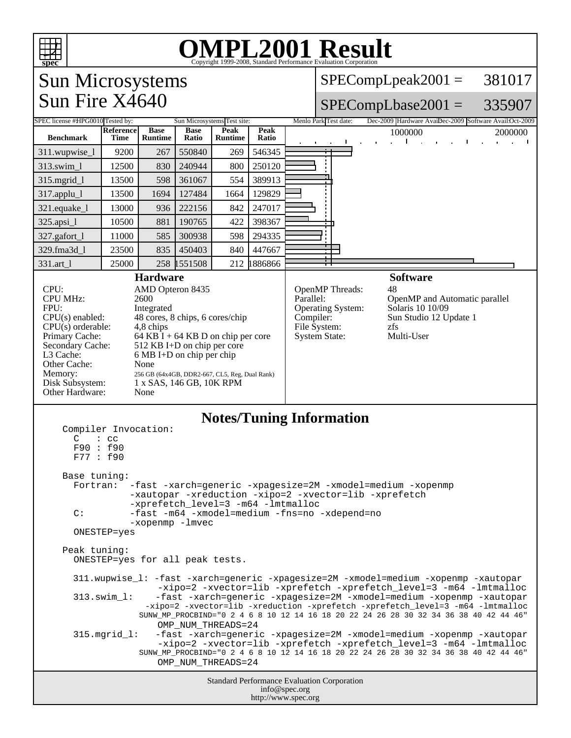# OMPL2001 Result

Copyright 1999-2008, Standard Performance Evaluation Corporation

## Sun Microsystems
## Sun Fire X4640

SPECompLpeak2001 = 381017

SPECompLbase2001 = 335907

SPEC license #: HPG0010 | Tested by: Sun Microsystems | Test site: Menlo Park | Test date: Dec-2009 | Hardware Avail: Dec-2009 | Software Avail: Oct-2009

| Benchmark | Reference Time | Base Runtime | Base Ratio | Peak Runtime | Peak Ratio |
|---|---|---|---|---|---|
| 311.wupwise_l | 9200 | 267 | 550840 | 269 | 546345 |
| 313.swim_l | 12500 | 830 | 240944 | 800 | 250120 |
| 315.mgrid_l | 13500 | 598 | 361067 | 554 | 389913 |
| 317.applu_l | 13500 | 1694 | 127484 | 1664 | 129829 |
| 321.equake_l | 13000 | 936 | 222156 | 842 | 247017 |
| 325.apsi_l | 10500 | 881 | 190765 | 422 | 398367 |
| 327.gafort_l | 11000 | 585 | 300938 | 598 | 294335 |
| 329.fma3d_l | 23500 | 835 | 450403 | 840 | 447667 |
| 331.art_l | 25000 | 258 | 1551508 | 212 | 1886866 |

### Hardware

| | |
|---|---|
| CPU: | AMD Opteron 8435 |
| CPU MHz: | 2600 |
| FPU: | Integrated |
| CPU(s) enabled: | 48 cores, 8 chips, 6 cores/chip |
| CPU(s) orderable: | 4,8 chips |
| Primary Cache: | 64 KB I + 64 KB D on chip per core |
| Secondary Cache: | 512 KB I+D on chip per core |
| L3 Cache: | 6 MB I+D on chip per chip |
| Other Cache: | None |
| Memory: | 256 GB (64x4GB, DDR2-667, CL5, Reg, Dual Rank) |
| Disk Subsystem: | 1 x SAS, 146 GB, 10K RPM |
| Other Hardware: | None |

### Software

| | |
|---|---|
| OpenMP Threads: | 48 |
| Parallel: | OpenMP and Automatic parallel |
| Operating System: | Solaris 10 10/09 |
| Compiler: | Sun Studio 12 Update 1 |
| File System: | zfs |
| System State: | Multi-User |

### Notes/Tuning Information

```
Compiler Invocation:
  C   : cc
  F90 : f90
  F77 : f90

Base tuning:
  Fortran:  -fast -xarch=generic -xpagesize=2M -xmodel=medium -xopenmp
            -xautopar -xreduction -xipo=2 -xvector=lib -xprefetch
            -xprefetch_level=3 -m64 -lmtmalloc
  C:        -fast -m64 -xmodel=medium -fns=no -xdepend=no
            -xopenmp -lmvec
  ONESTEP=yes

Peak tuning:
  ONESTEP=yes for all peak tests.

  311.wupwise_l: -fast -xarch=generic -xpagesize=2M -xmodel=medium -xopenmp -xautopar
                 -xipo=2 -xvector=lib -xprefetch -xprefetch_level=3 -m64 -lmtmalloc
  313.swim_l:    -fast -xarch=generic -xpagesize=2M -xmodel=medium -xopenmp -xautopar
                 -xipo=2 -xvector=lib -xreduction -xprefetch -xprefetch_level=3 -m64 -lmtmalloc
                 SUNW_MP_PROCBIND="0 2 4 6 8 10 12 14 16 18 20 22 24 26 28 30 32 34 36 38 40 42 44 46"
                 OMP_NUM_THREADS=24
  315.mgrid_l:   -fast -xarch=generic -xpagesize=2M -xmodel=medium -xopenmp -xautopar
                 -xipo=2 -xvector=lib -xprefetch -xprefetch_level=3 -m64 -lmtmalloc
                 SUNW_MP_PROCBIND="0 2 4 6 8 10 12 14 16 18 20 22 24 26 28 30 32 34 36 38 40 42 44 46"
                 OMP_NUM_THREADS=24
```

Standard Performance Evaluation Corporation
info@spec.org
http://www.spec.org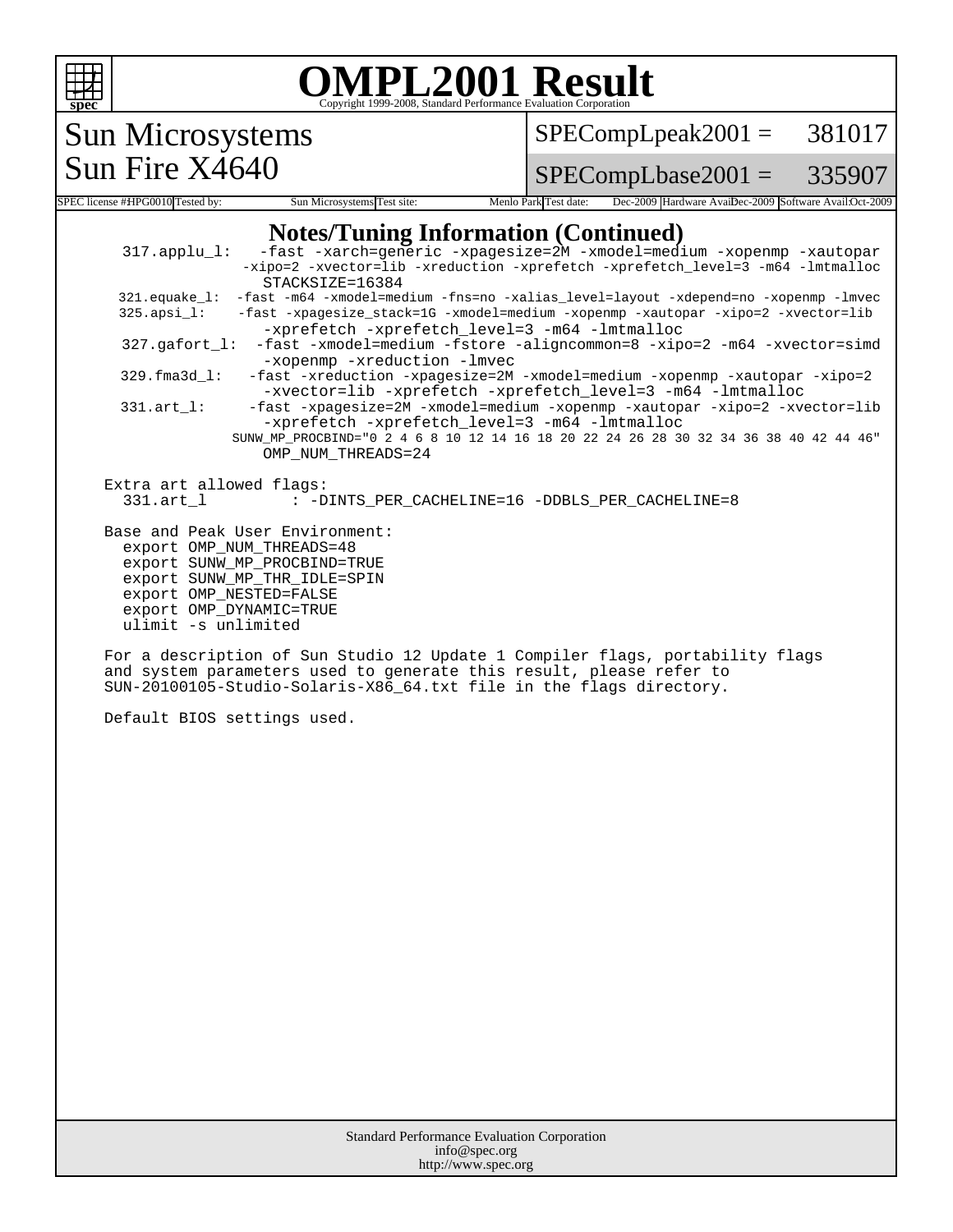# OMPL2001 Result

Copyright 1999-2008, Standard Performance Evaluation Corporation

Sun Microsystems
Sun Fire X4640

SPECompLpeak2001 = 381017

SPECompLbase2001 = 335907

SPEC license #:HPG0010 Tested by: Sun Microsystems Test site: Menlo Park Test date: Dec-2009 Hardware Avail: Dec-2009 Software Avail: Oct-2009

## Notes/Tuning Information (Continued)

```
317.applu_l:   -fast -xarch=generic -xpagesize=2M -xmodel=medium -xopenmp -xautopar
               -xipo=2 -xvector=lib -xreduction -xprefetch -xprefetch_level=3 -m64 -lmtmalloc
               STACKSIZE=16384
321.equake_l:  -fast -m64 -xmodel=medium -fns=no -xalias_level=layout -xdepend=no -xopenmp -lmvec
325.apsi_l:    -fast -xpagesize_stack=1G -xmodel=medium -xopenmp -xautopar -xipo=2 -xvector=lib
               -xprefetch -xprefetch_level=3 -m64 -lmtmalloc
327.gafort_l:  -fast -xmodel=medium -fstore -aligncommon=8 -xipo=2 -m64 -xvector=simd
               -xopenmp -xreduction -lmvec
329.fma3d_l:   -fast -xreduction -xpagesize=2M -xmodel=medium -xopenmp -xautopar -xipo=2
               -xvector=lib -xprefetch -xprefetch_level=3 -m64 -lmtmalloc
331.art_l:     -fast -xpagesize=2M -xmodel=medium -xopenmp -xautopar -xipo=2 -xvector=lib
               -xprefetch -xprefetch_level=3 -m64 -lmtmalloc
               SUNW_MP_PROCBIND="0 2 4 6 8 10 12 14 16 18 20 22 24 26 28 30 32 34 36 38 40 42 44 46"
               OMP_NUM_THREADS=24

Extra art allowed flags:
  331.art_l         : -DINTS_PER_CACHELINE=16 -DDBLS_PER_CACHELINE=8

Base and Peak User Environment:
  export OMP_NUM_THREADS=48
  export SUNW_MP_PROCBIND=TRUE
  export SUNW_MP_THR_IDLE=SPIN
  export OMP_NESTED=FALSE
  export OMP_DYNAMIC=TRUE
  ulimit -s unlimited

For a description of Sun Studio 12 Update 1 Compiler flags, portability flags
and system parameters used to generate this result, please refer to
SUN-20100105-Studio-Solaris-X86_64.txt file in the flags directory.

Default BIOS settings used.
```

Standard Performance Evaluation Corporation
info@spec.org
http://www.spec.org